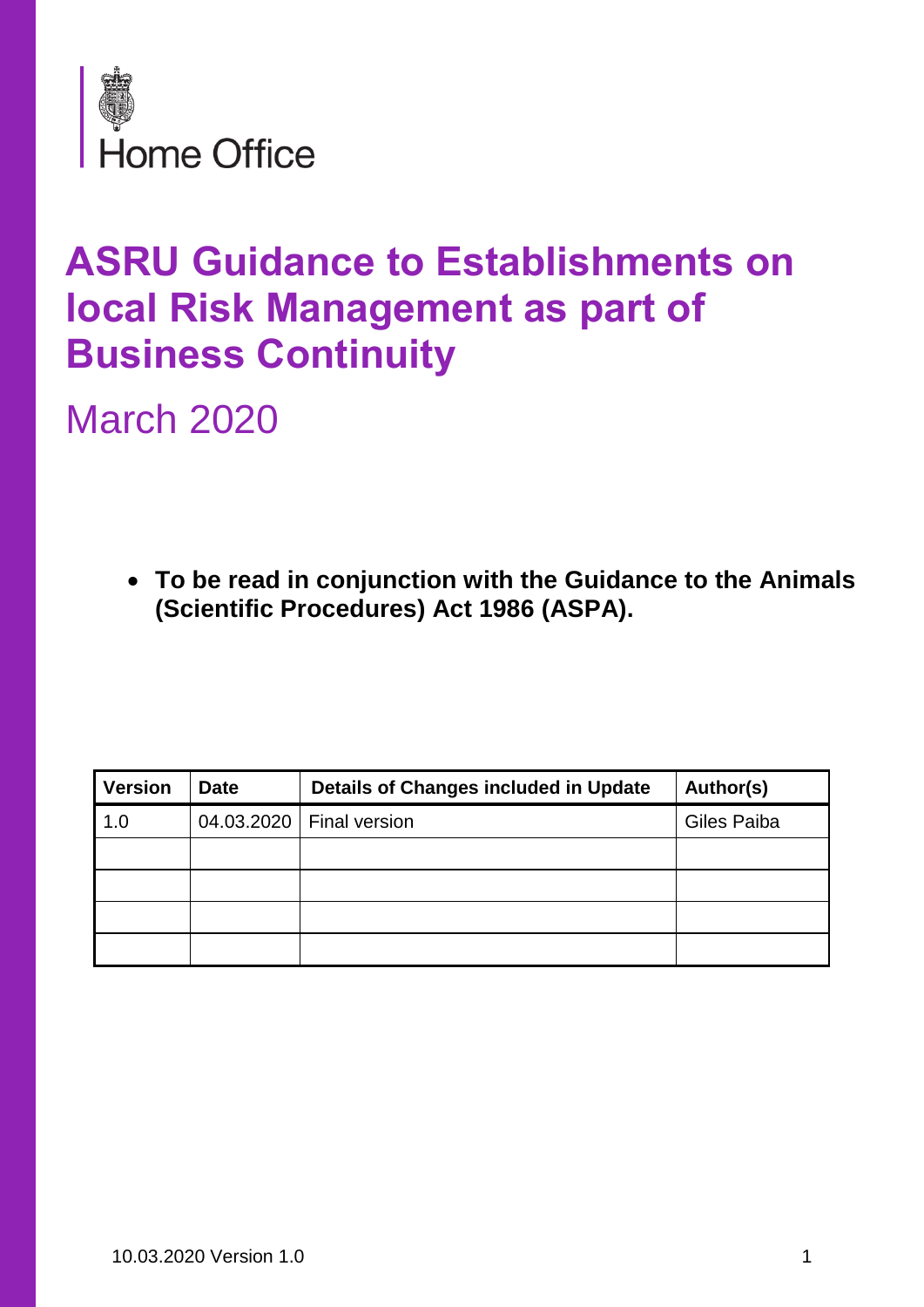Home Office

# ASRU Guidance to Establishments on local Risk Management as part of Business Continuity

March 2020

- **To be read in conjunction with the Guidance to the Animals (Scientific Procedures) Act 1986 (ASPA).**

| Version | Date | Details of Changes included in Update | Author(s) |
|---|---|---|---|
| 1.0 | 04.03.2020 | Final version | Giles Paiba |
| | | | |
| | | | |
| | | | |
| | | | |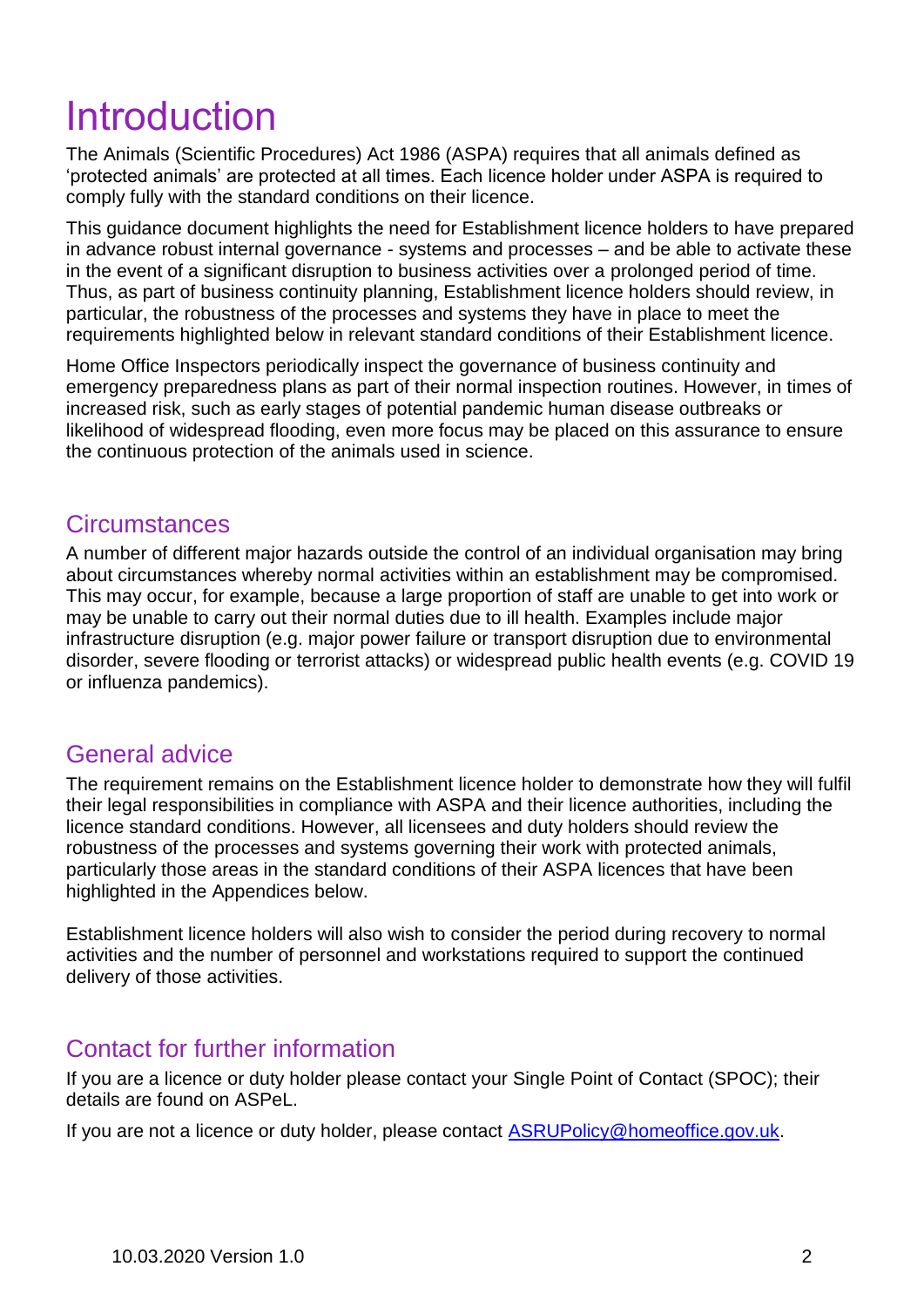# Introduction

The Animals (Scientific Procedures) Act 1986 (ASPA) requires that all animals defined as 'protected animals' are protected at all times. Each licence holder under ASPA is required to comply fully with the standard conditions on their licence.

This guidance document highlights the need for Establishment licence holders to have prepared in advance robust internal governance - systems and processes – and be able to activate these in the event of a significant disruption to business activities over a prolonged period of time. Thus, as part of business continuity planning, Establishment licence holders should review, in particular, the robustness of the processes and systems they have in place to meet the requirements highlighted below in relevant standard conditions of their Establishment licence.

Home Office Inspectors periodically inspect the governance of business continuity and emergency preparedness plans as part of their normal inspection routines. However, in times of increased risk, such as early stages of potential pandemic human disease outbreaks or likelihood of widespread flooding, even more focus may be placed on this assurance to ensure the continuous protection of the animals used in science.

## Circumstances

A number of different major hazards outside the control of an individual organisation may bring about circumstances whereby normal activities within an establishment may be compromised. This may occur, for example, because a large proportion of staff are unable to get into work or may be unable to carry out their normal duties due to ill health. Examples include major infrastructure disruption (e.g. major power failure or transport disruption due to environmental disorder, severe flooding or terrorist attacks) or widespread public health events (e.g. COVID 19 or influenza pandemics).

## General advice

The requirement remains on the Establishment licence holder to demonstrate how they will fulfil their legal responsibilities in compliance with ASPA and their licence authorities, including the licence standard conditions. However, all licensees and duty holders should review the robustness of the processes and systems governing their work with protected animals, particularly those areas in the standard conditions of their ASPA licences that have been highlighted in the Appendices below.

Establishment licence holders will also wish to consider the period during recovery to normal activities and the number of personnel and workstations required to support the continued delivery of those activities.

## Contact for further information

If you are a licence or duty holder please contact your Single Point of Contact (SPOC); their details are found on ASPeL.

If you are not a licence or duty holder, please contact [ASRUPolicy@homeoffice.gov.uk](mailto:ASRUPolicy@homeoffice.gov.uk).

10.03.2020 Version 1.0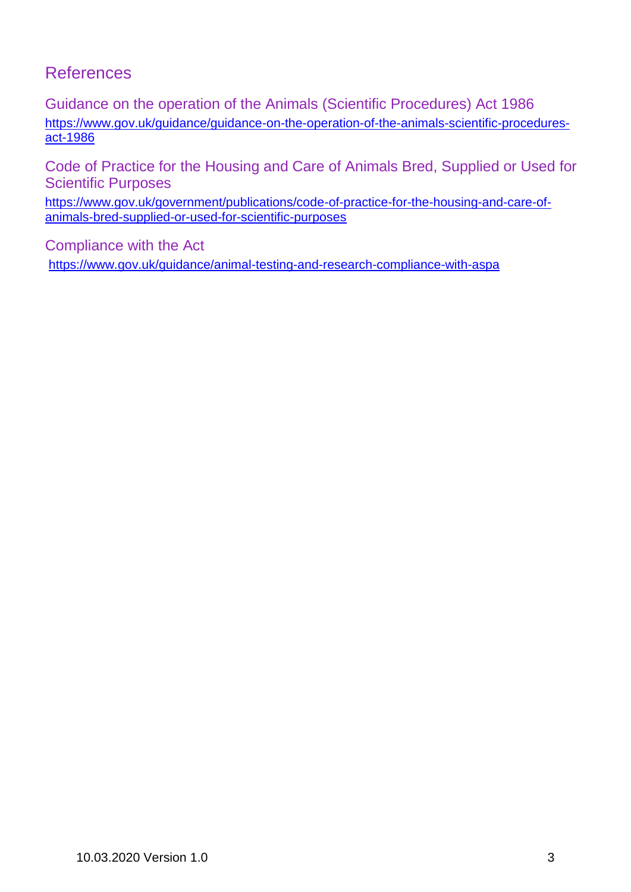## References

### Guidance on the operation of the Animals (Scientific Procedures) Act 1986

https://www.gov.uk/guidance/guidance-on-the-operation-of-the-animals-scientific-procedures-act-1986

### Code of Practice for the Housing and Care of Animals Bred, Supplied or Used for Scientific Purposes

https://www.gov.uk/government/publications/code-of-practice-for-the-housing-and-care-of-animals-bred-supplied-or-used-for-scientific-purposes

### Compliance with the Act

https://www.gov.uk/guidance/animal-testing-and-research-compliance-with-aspa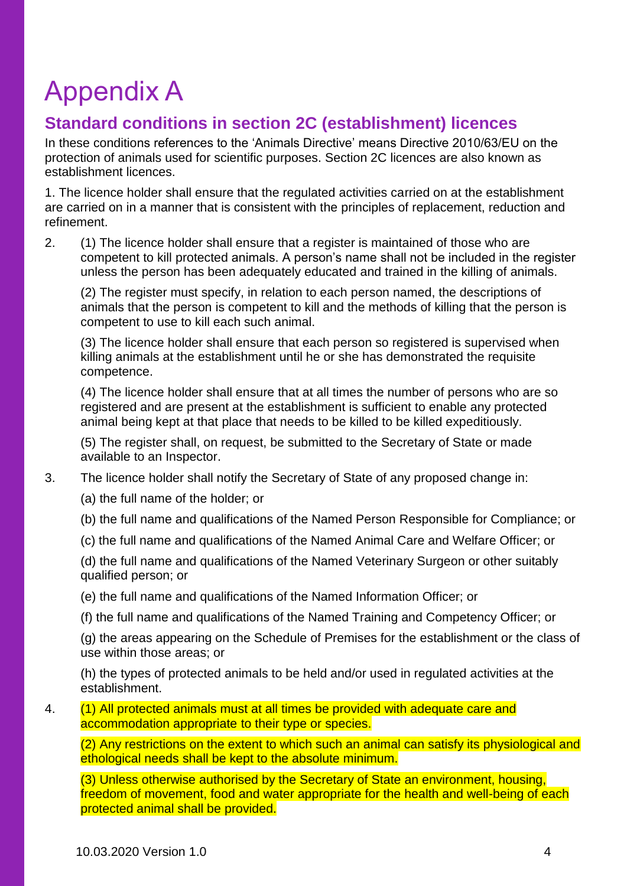# Appendix A

## Standard conditions in section 2C (establishment) licences

In these conditions references to the 'Animals Directive' means Directive 2010/63/EU on the protection of animals used for scientific purposes. Section 2C licences are also known as establishment licences.

1. The licence holder shall ensure that the regulated activities carried on at the establishment are carried on in a manner that is consistent with the principles of replacement, reduction and refinement.

2. (1) The licence holder shall ensure that a register is maintained of those who are competent to kill protected animals. A person's name shall not be included in the register unless the person has been adequately educated and trained in the killing of animals.

   (2) The register must specify, in relation to each person named, the descriptions of animals that the person is competent to kill and the methods of killing that the person is competent to use to kill each such animal.

   (3) The licence holder shall ensure that each person so registered is supervised when killing animals at the establishment until he or she has demonstrated the requisite competence.

   (4) The licence holder shall ensure that at all times the number of persons who are so registered and are present at the establishment is sufficient to enable any protected animal being kept at that place that needs to be killed to be killed expeditiously.

   (5) The register shall, on request, be submitted to the Secretary of State or made available to an Inspector.

3. The licence holder shall notify the Secretary of State of any proposed change in:

   (a) the full name of the holder; or

   (b) the full name and qualifications of the Named Person Responsible for Compliance; or

   (c) the full name and qualifications of the Named Animal Care and Welfare Officer; or

   (d) the full name and qualifications of the Named Veterinary Surgeon or other suitably qualified person; or

   (e) the full name and qualifications of the Named Information Officer; or

   (f) the full name and qualifications of the Named Training and Competency Officer; or

   (g) the areas appearing on the Schedule of Premises for the establishment or the class of use within those areas; or

   (h) the types of protected animals to be held and/or used in regulated activities at the establishment.

4. (1) All protected animals must at all times be provided with adequate care and accommodation appropriate to their type or species.

   (2) Any restrictions on the extent to which such an animal can satisfy its physiological and ethological needs shall be kept to the absolute minimum.

   (3) Unless otherwise authorised by the Secretary of State an environment, housing, freedom of movement, food and water appropriate for the health and well-being of each protected animal shall be provided.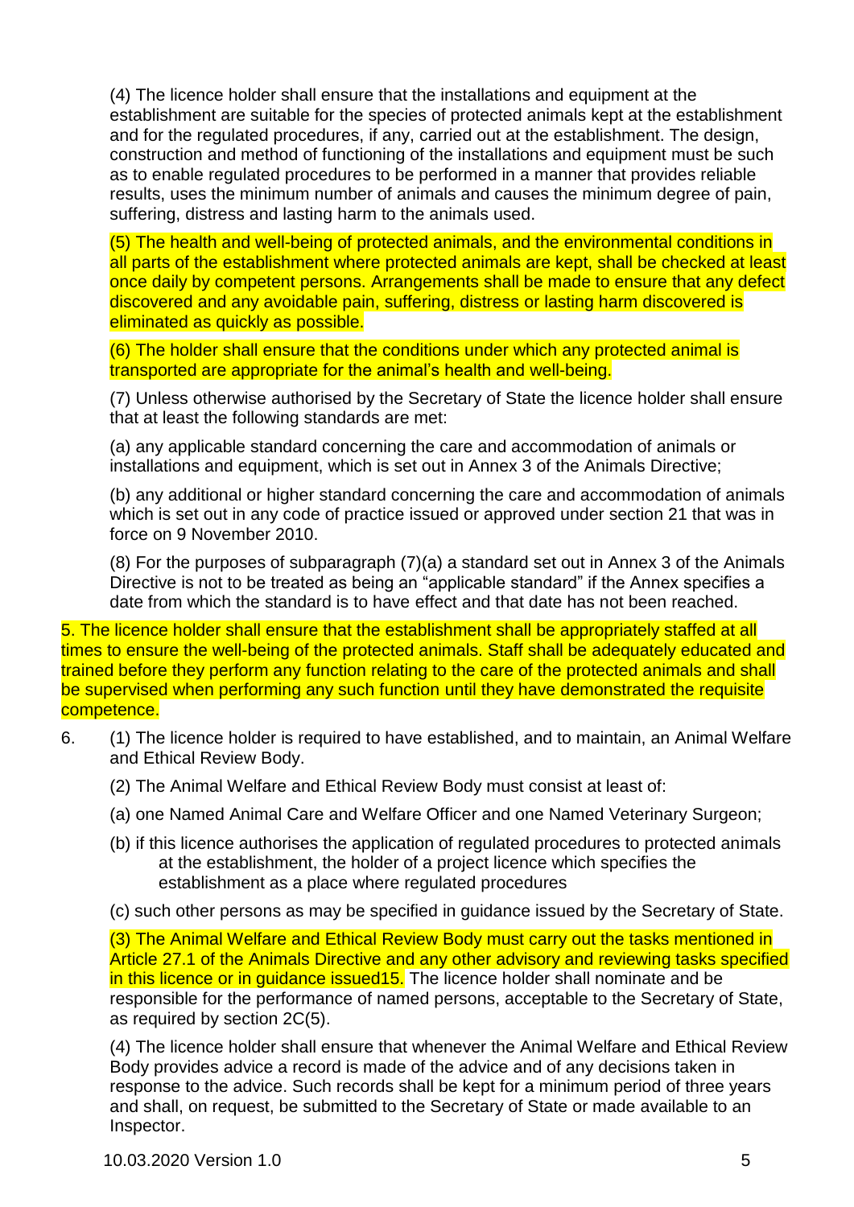(4) The licence holder shall ensure that the installations and equipment at the establishment are suitable for the species of protected animals kept at the establishment and for the regulated procedures, if any, carried out at the establishment. The design, construction and method of functioning of the installations and equipment must be such as to enable regulated procedures to be performed in a manner that provides reliable results, uses the minimum number of animals and causes the minimum degree of pain, suffering, distress and lasting harm to the animals used.

(5) The health and well-being of protected animals, and the environmental conditions in all parts of the establishment where protected animals are kept, shall be checked at least once daily by competent persons. Arrangements shall be made to ensure that any defect discovered and any avoidable pain, suffering, distress or lasting harm discovered is eliminated as quickly as possible.

(6) The holder shall ensure that the conditions under which any protected animal is transported are appropriate for the animal's health and well-being.

(7) Unless otherwise authorised by the Secretary of State the licence holder shall ensure that at least the following standards are met:

(a) any applicable standard concerning the care and accommodation of animals or installations and equipment, which is set out in Annex 3 of the Animals Directive;

(b) any additional or higher standard concerning the care and accommodation of animals which is set out in any code of practice issued or approved under section 21 that was in force on 9 November 2010.

(8) For the purposes of subparagraph (7)(a) a standard set out in Annex 3 of the Animals Directive is not to be treated as being an "applicable standard" if the Annex specifies a date from which the standard is to have effect and that date has not been reached.

5. The licence holder shall ensure that the establishment shall be appropriately staffed at all times to ensure the well-being of the protected animals. Staff shall be adequately educated and trained before they perform any function relating to the care of the protected animals and shall be supervised when performing any such function until they have demonstrated the requisite competence.

6. (1) The licence holder is required to have established, and to maintain, an Animal Welfare and Ethical Review Body.

(2) The Animal Welfare and Ethical Review Body must consist at least of:

(a) one Named Animal Care and Welfare Officer and one Named Veterinary Surgeon;

(b) if this licence authorises the application of regulated procedures to protected animals at the establishment, the holder of a project licence which specifies the establishment as a place where regulated procedures

(c) such other persons as may be specified in guidance issued by the Secretary of State.

(3) The Animal Welfare and Ethical Review Body must carry out the tasks mentioned in Article 27.1 of the Animals Directive and any other advisory and reviewing tasks specified in this licence or in guidance issued[15]. The licence holder shall nominate and be responsible for the performance of named persons, acceptable to the Secretary of State, as required by section 2C(5).

(4) The licence holder shall ensure that whenever the Animal Welfare and Ethical Review Body provides advice a record is made of the advice and of any decisions taken in response to the advice. Such records shall be kept for a minimum period of three years and shall, on request, be submitted to the Secretary of State or made available to an Inspector.

10.03.2020 Version 1.0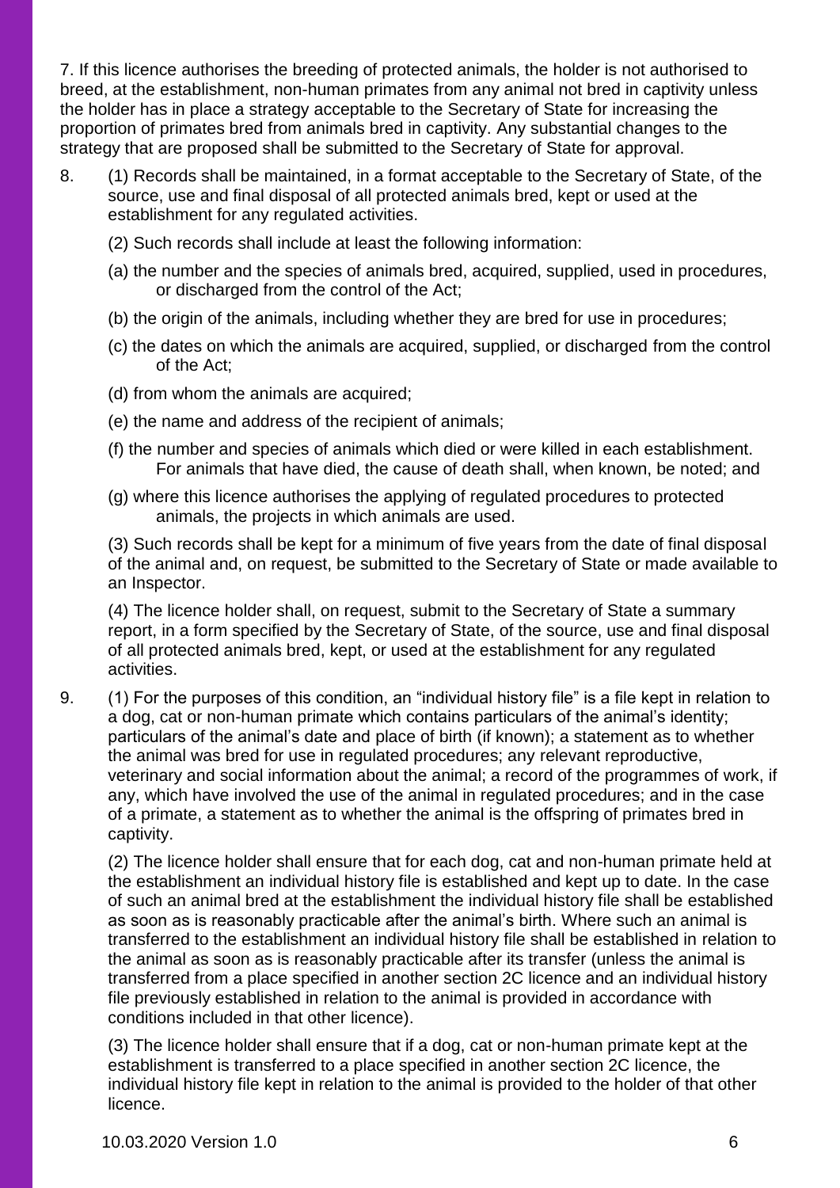7. If this licence authorises the breeding of protected animals, the holder is not authorised to breed, at the establishment, non-human primates from any animal not bred in captivity unless the holder has in place a strategy acceptable to the Secretary of State for increasing the proportion of primates bred from animals bred in captivity. Any substantial changes to the strategy that are proposed shall be submitted to the Secretary of State for approval.

8. (1) Records shall be maintained, in a format acceptable to the Secretary of State, of the source, use and final disposal of all protected animals bred, kept or used at the establishment for any regulated activities.

(2) Such records shall include at least the following information:

(a) the number and the species of animals bred, acquired, supplied, used in procedures, or discharged from the control of the Act;

(b) the origin of the animals, including whether they are bred for use in procedures;

(c) the dates on which the animals are acquired, supplied, or discharged from the control of the Act;

(d) from whom the animals are acquired;

(e) the name and address of the recipient of animals;

(f) the number and species of animals which died or were killed in each establishment. For animals that have died, the cause of death shall, when known, be noted; and

(g) where this licence authorises the applying of regulated procedures to protected animals, the projects in which animals are used.

(3) Such records shall be kept for a minimum of five years from the date of final disposal of the animal and, on request, be submitted to the Secretary of State or made available to an Inspector.

(4) The licence holder shall, on request, submit to the Secretary of State a summary report, in a form specified by the Secretary of State, of the source, use and final disposal of all protected animals bred, kept, or used at the establishment for any regulated activities.

9. (1) For the purposes of this condition, an "individual history file" is a file kept in relation to a dog, cat or non-human primate which contains particulars of the animal's identity; particulars of the animal's date and place of birth (if known); a statement as to whether the animal was bred for use in regulated procedures; any relevant reproductive, veterinary and social information about the animal; a record of the programmes of work, if any, which have involved the use of the animal in regulated procedures; and in the case of a primate, a statement as to whether the animal is the offspring of primates bred in captivity.

(2) The licence holder shall ensure that for each dog, cat and non-human primate held at the establishment an individual history file is established and kept up to date. In the case of such an animal bred at the establishment the individual history file shall be established as soon as is reasonably practicable after the animal's birth. Where such an animal is transferred to the establishment an individual history file shall be established in relation to the animal as soon as is reasonably practicable after its transfer (unless the animal is transferred from a place specified in another section 2C licence and an individual history file previously established in relation to the animal is provided in accordance with conditions included in that other licence).

(3) The licence holder shall ensure that if a dog, cat or non-human primate kept at the establishment is transferred to a place specified in another section 2C licence, the individual history file kept in relation to the animal is provided to the holder of that other licence.

10.03.2020 Version 1.0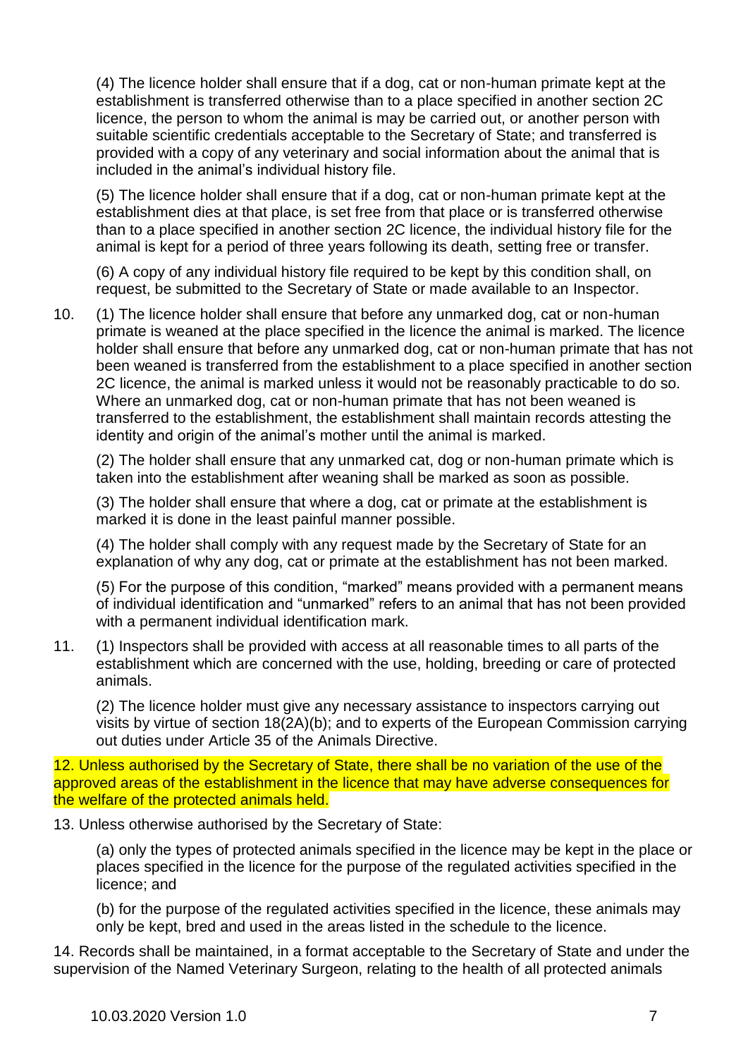(4) The licence holder shall ensure that if a dog, cat or non-human primate kept at the establishment is transferred otherwise than to a place specified in another section 2C licence, the person to whom the animal is may be carried out, or another person with suitable scientific credentials acceptable to the Secretary of State; and transferred is provided with a copy of any veterinary and social information about the animal that is included in the animal's individual history file.

(5) The licence holder shall ensure that if a dog, cat or non-human primate kept at the establishment dies at that place, is set free from that place or is transferred otherwise than to a place specified in another section 2C licence, the individual history file for the animal is kept for a period of three years following its death, setting free or transfer.

(6) A copy of any individual history file required to be kept by this condition shall, on request, be submitted to the Secretary of State or made available to an Inspector.

10. (1) The licence holder shall ensure that before any unmarked dog, cat or non-human primate is weaned at the place specified in the licence the animal is marked. The licence holder shall ensure that before any unmarked dog, cat or non-human primate that has not been weaned is transferred from the establishment to a place specified in another section 2C licence, the animal is marked unless it would not be reasonably practicable to do so. Where an unmarked dog, cat or non-human primate that has not been weaned is transferred to the establishment, the establishment shall maintain records attesting the identity and origin of the animal's mother until the animal is marked.

(2) The holder shall ensure that any unmarked cat, dog or non-human primate which is taken into the establishment after weaning shall be marked as soon as possible.

(3) The holder shall ensure that where a dog, cat or primate at the establishment is marked it is done in the least painful manner possible.

(4) The holder shall comply with any request made by the Secretary of State for an explanation of why any dog, cat or primate at the establishment has not been marked.

(5) For the purpose of this condition, "marked" means provided with a permanent means of individual identification and "unmarked" refers to an animal that has not been provided with a permanent individual identification mark.

11. (1) Inspectors shall be provided with access at all reasonable times to all parts of the establishment which are concerned with the use, holding, breeding or care of protected animals.

(2) The licence holder must give any necessary assistance to inspectors carrying out visits by virtue of section 18(2A)(b); and to experts of the European Commission carrying out duties under Article 35 of the Animals Directive.

12. Unless authorised by the Secretary of State, there shall be no variation of the use of the approved areas of the establishment in the licence that may have adverse consequences for the welfare of the protected animals held.

13. Unless otherwise authorised by the Secretary of State:

(a) only the types of protected animals specified in the licence may be kept in the place or places specified in the licence for the purpose of the regulated activities specified in the licence; and

(b) for the purpose of the regulated activities specified in the licence, these animals may only be kept, bred and used in the areas listed in the schedule to the licence.

14. Records shall be maintained, in a format acceptable to the Secretary of State and under the supervision of the Named Veterinary Surgeon, relating to the health of all protected animals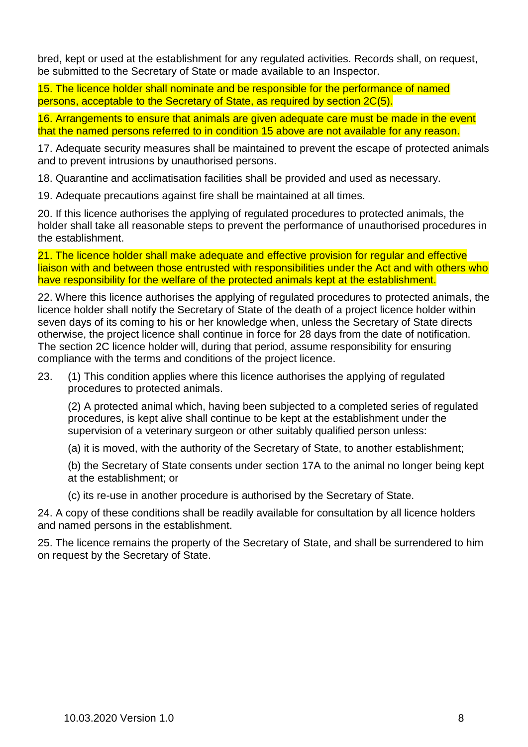bred, kept or used at the establishment for any regulated activities. Records shall, on request, be submitted to the Secretary of State or made available to an Inspector.

15. The licence holder shall nominate and be responsible for the performance of named persons, acceptable to the Secretary of State, as required by section 2C(5).

16. Arrangements to ensure that animals are given adequate care must be made in the event that the named persons referred to in condition 15 above are not available for any reason.

17. Adequate security measures shall be maintained to prevent the escape of protected animals and to prevent intrusions by unauthorised persons.

18. Quarantine and acclimatisation facilities shall be provided and used as necessary.

19. Adequate precautions against fire shall be maintained at all times.

20. If this licence authorises the applying of regulated procedures to protected animals, the holder shall take all reasonable steps to prevent the performance of unauthorised procedures in the establishment.

21. The licence holder shall make adequate and effective provision for regular and effective liaison with and between those entrusted with responsibilities under the Act and with others who have responsibility for the welfare of the protected animals kept at the establishment.

22. Where this licence authorises the applying of regulated procedures to protected animals, the licence holder shall notify the Secretary of State of the death of a project licence holder within seven days of its coming to his or her knowledge when, unless the Secretary of State directs otherwise, the project licence shall continue in force for 28 days from the date of notification. The section 2C licence holder will, during that period, assume responsibility for ensuring compliance with the terms and conditions of the project licence.

23. (1) This condition applies where this licence authorises the applying of regulated procedures to protected animals.

(2) A protected animal which, having been subjected to a completed series of regulated procedures, is kept alive shall continue to be kept at the establishment under the supervision of a veterinary surgeon or other suitably qualified person unless:

(a) it is moved, with the authority of the Secretary of State, to another establishment;

(b) the Secretary of State consents under section 17A to the animal no longer being kept at the establishment; or

(c) its re-use in another procedure is authorised by the Secretary of State.

24. A copy of these conditions shall be readily available for consultation by all licence holders and named persons in the establishment.

25. The licence remains the property of the Secretary of State, and shall be surrendered to him on request by the Secretary of State.

10.03.2020 Version 1.0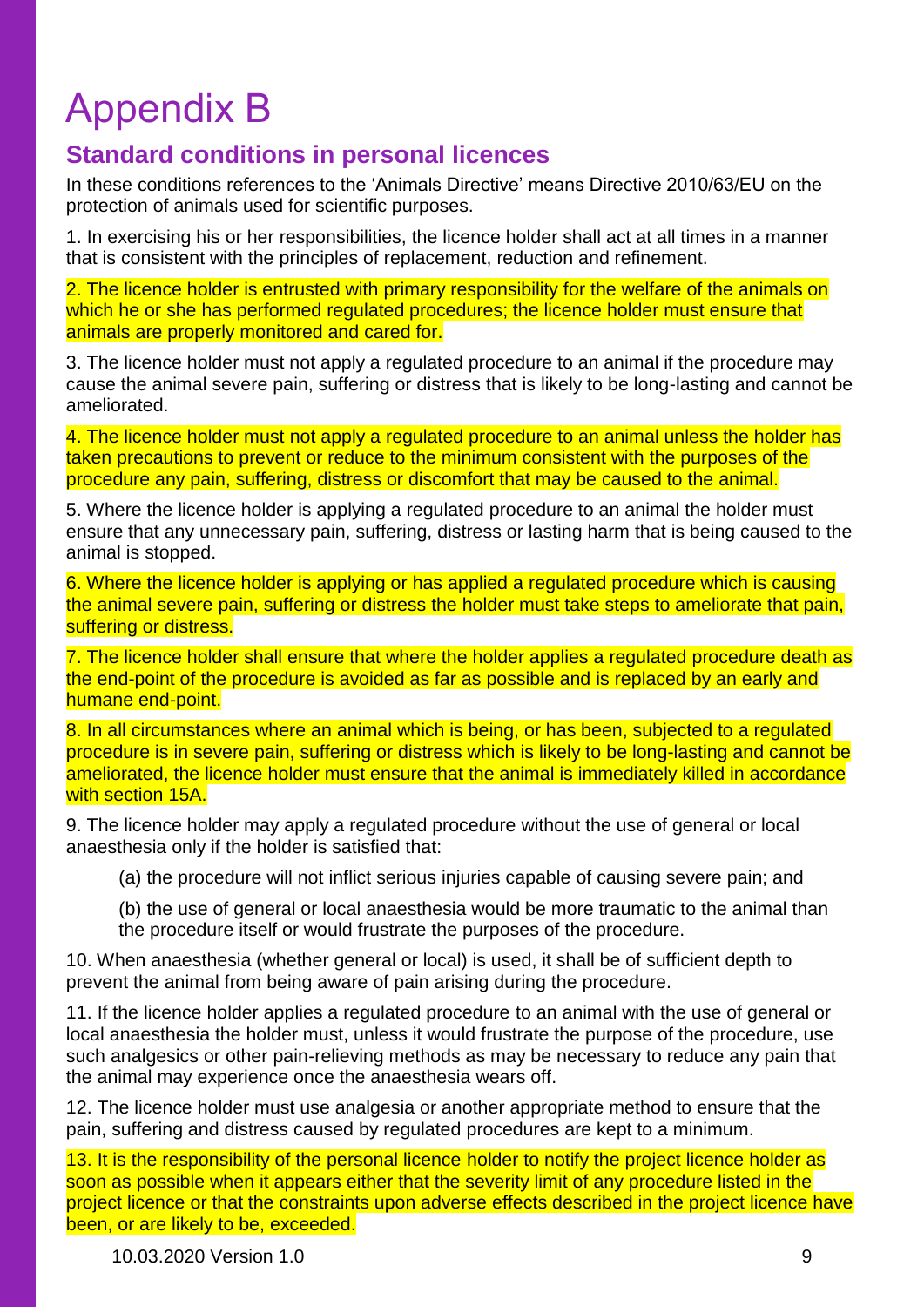# Appendix B

## Standard conditions in personal licences

In these conditions references to the 'Animals Directive' means Directive 2010/63/EU on the protection of animals used for scientific purposes.

1. In exercising his or her responsibilities, the licence holder shall act at all times in a manner that is consistent with the principles of replacement, reduction and refinement.

2. The licence holder is entrusted with primary responsibility for the welfare of the animals on which he or she has performed regulated procedures; the licence holder must ensure that animals are properly monitored and cared for.

3. The licence holder must not apply a regulated procedure to an animal if the procedure may cause the animal severe pain, suffering or distress that is likely to be long-lasting and cannot be ameliorated.

4. The licence holder must not apply a regulated procedure to an animal unless the holder has taken precautions to prevent or reduce to the minimum consistent with the purposes of the procedure any pain, suffering, distress or discomfort that may be caused to the animal.

5. Where the licence holder is applying a regulated procedure to an animal the holder must ensure that any unnecessary pain, suffering, distress or lasting harm that is being caused to the animal is stopped.

6. Where the licence holder is applying or has applied a regulated procedure which is causing the animal severe pain, suffering or distress the holder must take steps to ameliorate that pain, suffering or distress.

7. The licence holder shall ensure that where the holder applies a regulated procedure death as the end-point of the procedure is avoided as far as possible and is replaced by an early and humane end-point.

8. In all circumstances where an animal which is being, or has been, subjected to a regulated procedure is in severe pain, suffering or distress which is likely to be long-lasting and cannot be ameliorated, the licence holder must ensure that the animal is immediately killed in accordance with section 15A.

9. The licence holder may apply a regulated procedure without the use of general or local anaesthesia only if the holder is satisfied that:

   (a) the procedure will not inflict serious injuries capable of causing severe pain; and

   (b) the use of general or local anaesthesia would be more traumatic to the animal than the procedure itself or would frustrate the purposes of the procedure.

10. When anaesthesia (whether general or local) is used, it shall be of sufficient depth to prevent the animal from being aware of pain arising during the procedure.

11. If the licence holder applies a regulated procedure to an animal with the use of general or local anaesthesia the holder must, unless it would frustrate the purpose of the procedure, use such analgesics or other pain-relieving methods as may be necessary to reduce any pain that the animal may experience once the anaesthesia wears off.

12. The licence holder must use analgesia or another appropriate method to ensure that the pain, suffering and distress caused by regulated procedures are kept to a minimum.

13. It is the responsibility of the personal licence holder to notify the project licence holder as soon as possible when it appears either that the severity limit of any procedure listed in the project licence or that the constraints upon adverse effects described in the project licence have been, or are likely to be, exceeded.

10.03.2020 Version 1.0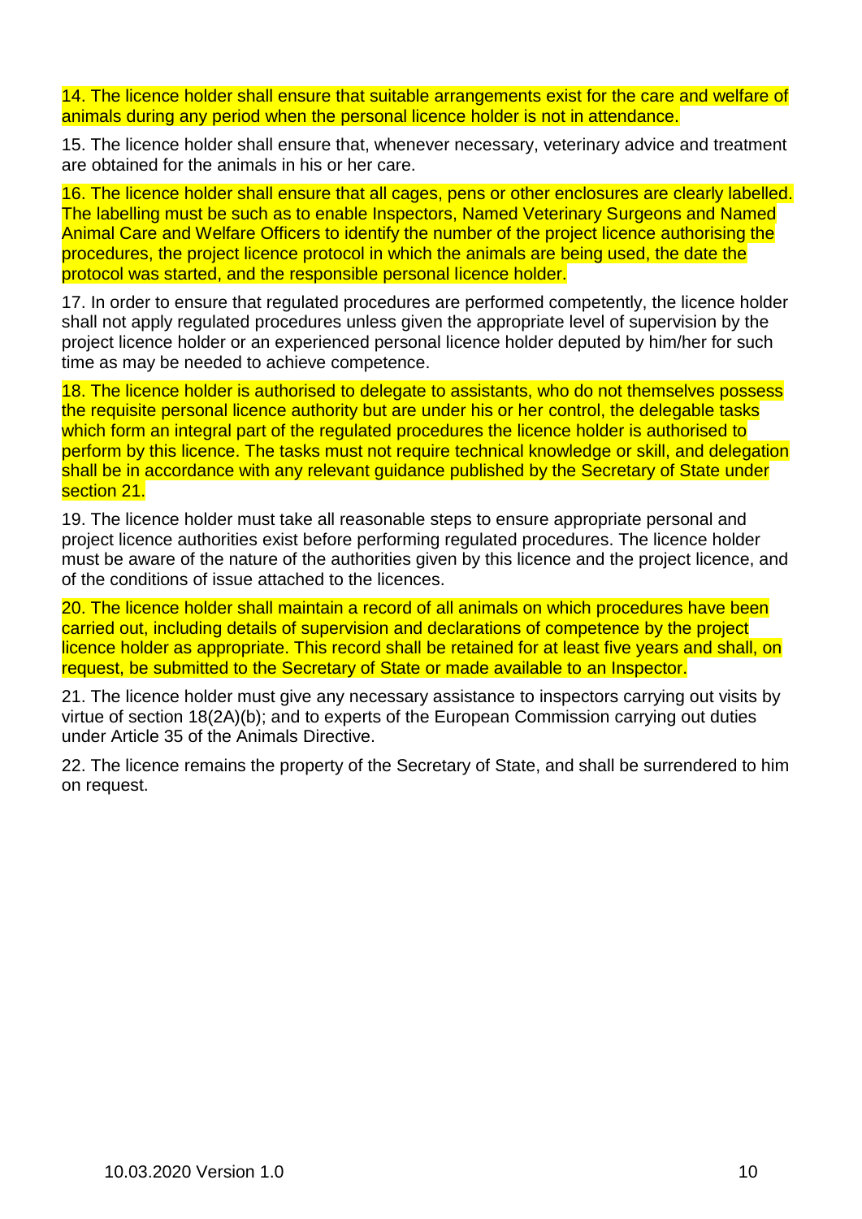14. The licence holder shall ensure that suitable arrangements exist for the care and welfare of animals during any period when the personal licence holder is not in attendance.

15. The licence holder shall ensure that, whenever necessary, veterinary advice and treatment are obtained for the animals in his or her care.

16. The licence holder shall ensure that all cages, pens or other enclosures are clearly labelled. The labelling must be such as to enable Inspectors, Named Veterinary Surgeons and Named Animal Care and Welfare Officers to identify the number of the project licence authorising the procedures, the project licence protocol in which the animals are being used, the date the protocol was started, and the responsible personal licence holder.

17. In order to ensure that regulated procedures are performed competently, the licence holder shall not apply regulated procedures unless given the appropriate level of supervision by the project licence holder or an experienced personal licence holder deputed by him/her for such time as may be needed to achieve competence.

18. The licence holder is authorised to delegate to assistants, who do not themselves possess the requisite personal licence authority but are under his or her control, the delegable tasks which form an integral part of the regulated procedures the licence holder is authorised to perform by this licence. The tasks must not require technical knowledge or skill, and delegation shall be in accordance with any relevant guidance published by the Secretary of State under section 21.

19. The licence holder must take all reasonable steps to ensure appropriate personal and project licence authorities exist before performing regulated procedures. The licence holder must be aware of the nature of the authorities given by this licence and the project licence, and of the conditions of issue attached to the licences.

20. The licence holder shall maintain a record of all animals on which procedures have been carried out, including details of supervision and declarations of competence by the project licence holder as appropriate. This record shall be retained for at least five years and shall, on request, be submitted to the Secretary of State or made available to an Inspector.

21. The licence holder must give any necessary assistance to inspectors carrying out visits by virtue of section 18(2A)(b); and to experts of the European Commission carrying out duties under Article 35 of the Animals Directive.

22. The licence remains the property of the Secretary of State, and shall be surrendered to him on request.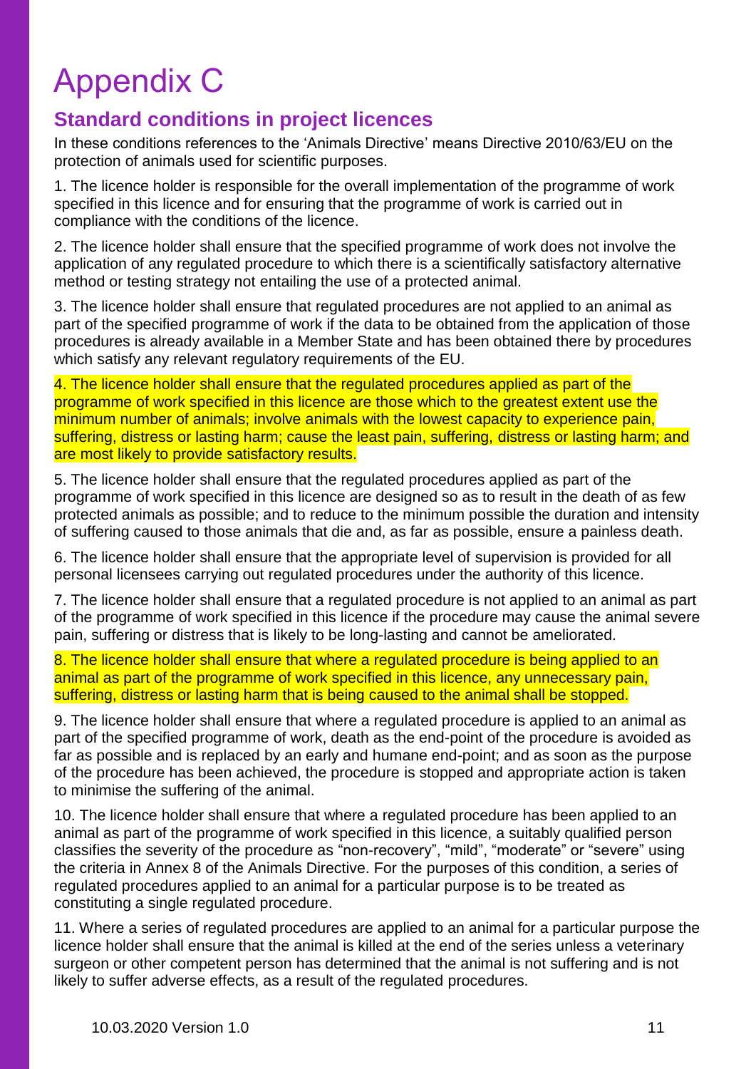# Appendix C

## Standard conditions in project licences

In these conditions references to the 'Animals Directive' means Directive 2010/63/EU on the protection of animals used for scientific purposes.

1. The licence holder is responsible for the overall implementation of the programme of work specified in this licence and for ensuring that the programme of work is carried out in compliance with the conditions of the licence.

2. The licence holder shall ensure that the specified programme of work does not involve the application of any regulated procedure to which there is a scientifically satisfactory alternative method or testing strategy not entailing the use of a protected animal.

3. The licence holder shall ensure that regulated procedures are not applied to an animal as part of the specified programme of work if the data to be obtained from the application of those procedures is already available in a Member State and has been obtained there by procedures which satisfy any relevant regulatory requirements of the EU.

4. The licence holder shall ensure that the regulated procedures applied as part of the programme of work specified in this licence are those which to the greatest extent use the minimum number of animals; involve animals with the lowest capacity to experience pain, suffering, distress or lasting harm; cause the least pain, suffering, distress or lasting harm; and are most likely to provide satisfactory results.

5. The licence holder shall ensure that the regulated procedures applied as part of the programme of work specified in this licence are designed so as to result in the death of as few protected animals as possible; and to reduce to the minimum possible the duration and intensity of suffering caused to those animals that die and, as far as possible, ensure a painless death.

6. The licence holder shall ensure that the appropriate level of supervision is provided for all personal licensees carrying out regulated procedures under the authority of this licence.

7. The licence holder shall ensure that a regulated procedure is not applied to an animal as part of the programme of work specified in this licence if the procedure may cause the animal severe pain, suffering or distress that is likely to be long-lasting and cannot be ameliorated.

8. The licence holder shall ensure that where a regulated procedure is being applied to an animal as part of the programme of work specified in this licence, any unnecessary pain, suffering, distress or lasting harm that is being caused to the animal shall be stopped.

9. The licence holder shall ensure that where a regulated procedure is applied to an animal as part of the specified programme of work, death as the end-point of the procedure is avoided as far as possible and is replaced by an early and humane end-point; and as soon as the purpose of the procedure has been achieved, the procedure is stopped and appropriate action is taken to minimise the suffering of the animal.

10. The licence holder shall ensure that where a regulated procedure has been applied to an animal as part of the programme of work specified in this licence, a suitably qualified person classifies the severity of the procedure as "non-recovery", "mild", "moderate" or "severe" using the criteria in Annex 8 of the Animals Directive. For the purposes of this condition, a series of regulated procedures applied to an animal for a particular purpose is to be treated as constituting a single regulated procedure.

11. Where a series of regulated procedures are applied to an animal for a particular purpose the licence holder shall ensure that the animal is killed at the end of the series unless a veterinary surgeon or other competent person has determined that the animal is not suffering and is not likely to suffer adverse effects, as a result of the regulated procedures.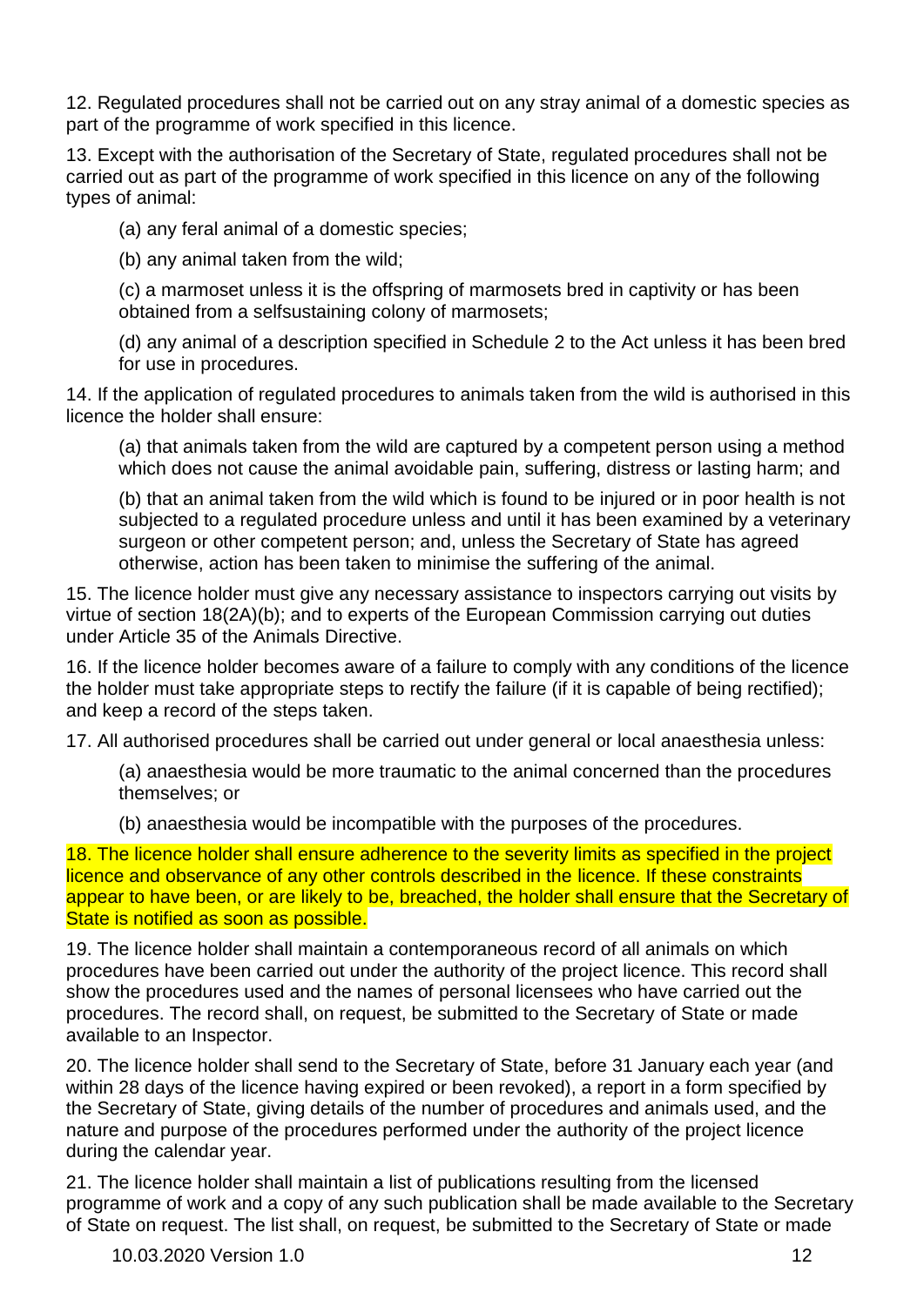12. Regulated procedures shall not be carried out on any stray animal of a domestic species as part of the programme of work specified in this licence.

13. Except with the authorisation of the Secretary of State, regulated procedures shall not be carried out as part of the programme of work specified in this licence on any of the following types of animal:

(a) any feral animal of a domestic species;

(b) any animal taken from the wild;

(c) a marmoset unless it is the offspring of marmosets bred in captivity or has been obtained from a selfsustaining colony of marmosets;

(d) any animal of a description specified in Schedule 2 to the Act unless it has been bred for use in procedures.

14. If the application of regulated procedures to animals taken from the wild is authorised in this licence the holder shall ensure:

(a) that animals taken from the wild are captured by a competent person using a method which does not cause the animal avoidable pain, suffering, distress or lasting harm; and

(b) that an animal taken from the wild which is found to be injured or in poor health is not subjected to a regulated procedure unless and until it has been examined by a veterinary surgeon or other competent person; and, unless the Secretary of State has agreed otherwise, action has been taken to minimise the suffering of the animal.

15. The licence holder must give any necessary assistance to inspectors carrying out visits by virtue of section 18(2A)(b); and to experts of the European Commission carrying out duties under Article 35 of the Animals Directive.

16. If the licence holder becomes aware of a failure to comply with any conditions of the licence the holder must take appropriate steps to rectify the failure (if it is capable of being rectified); and keep a record of the steps taken.

17. All authorised procedures shall be carried out under general or local anaesthesia unless:

(a) anaesthesia would be more traumatic to the animal concerned than the procedures themselves; or

(b) anaesthesia would be incompatible with the purposes of the procedures.

18. The licence holder shall ensure adherence to the severity limits as specified in the project licence and observance of any other controls described in the licence. If these constraints appear to have been, or are likely to be, breached, the holder shall ensure that the Secretary of State is notified as soon as possible.

19. The licence holder shall maintain a contemporaneous record of all animals on which procedures have been carried out under the authority of the project licence. This record shall show the procedures used and the names of personal licensees who have carried out the procedures. The record shall, on request, be submitted to the Secretary of State or made available to an Inspector.

20. The licence holder shall send to the Secretary of State, before 31 January each year (and within 28 days of the licence having expired or been revoked), a report in a form specified by the Secretary of State, giving details of the number of procedures and animals used, and the nature and purpose of the procedures performed under the authority of the project licence during the calendar year.

21. The licence holder shall maintain a list of publications resulting from the licensed programme of work and a copy of any such publication shall be made available to the Secretary of State on request. The list shall, on request, be submitted to the Secretary of State or made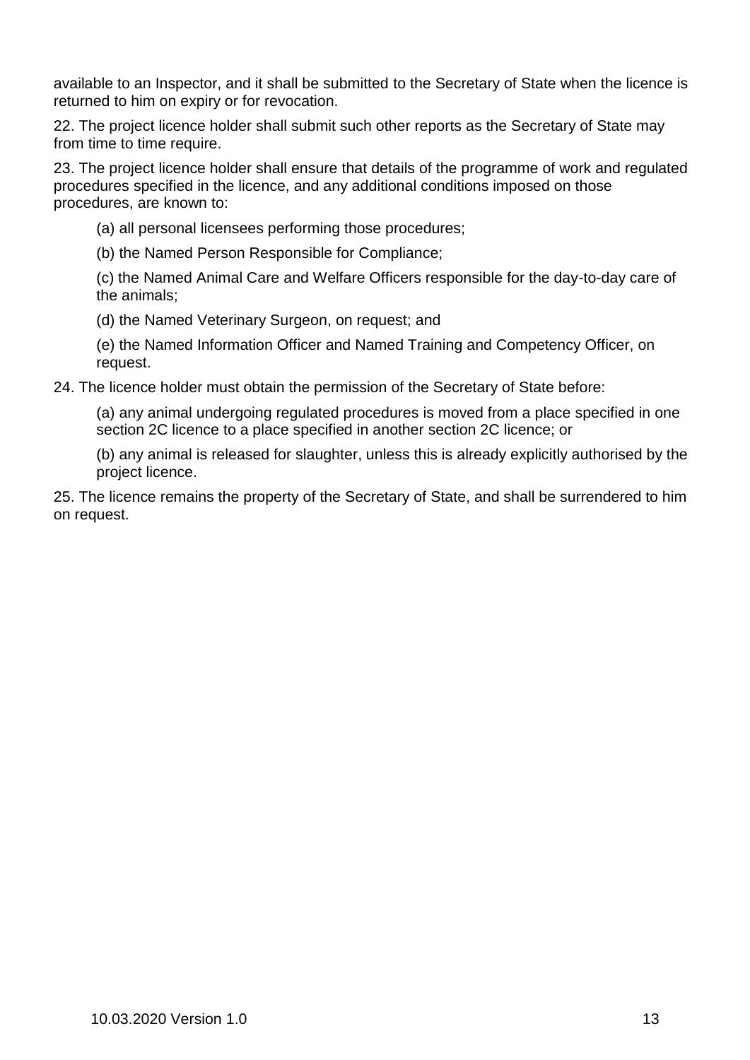available to an Inspector, and it shall be submitted to the Secretary of State when the licence is returned to him on expiry or for revocation.

22. The project licence holder shall submit such other reports as the Secretary of State may from time to time require.

23. The project licence holder shall ensure that details of the programme of work and regulated procedures specified in the licence, and any additional conditions imposed on those procedures, are known to:

(a) all personal licensees performing those procedures;

(b) the Named Person Responsible for Compliance;

(c) the Named Animal Care and Welfare Officers responsible for the day-to-day care of the animals;

(d) the Named Veterinary Surgeon, on request; and

(e) the Named Information Officer and Named Training and Competency Officer, on request.

24. The licence holder must obtain the permission of the Secretary of State before:

(a) any animal undergoing regulated procedures is moved from a place specified in one section 2C licence to a place specified in another section 2C licence; or

(b) any animal is released for slaughter, unless this is already explicitly authorised by the project licence.

25. The licence remains the property of the Secretary of State, and shall be surrendered to him on request.

10.03.2020 Version 1.0